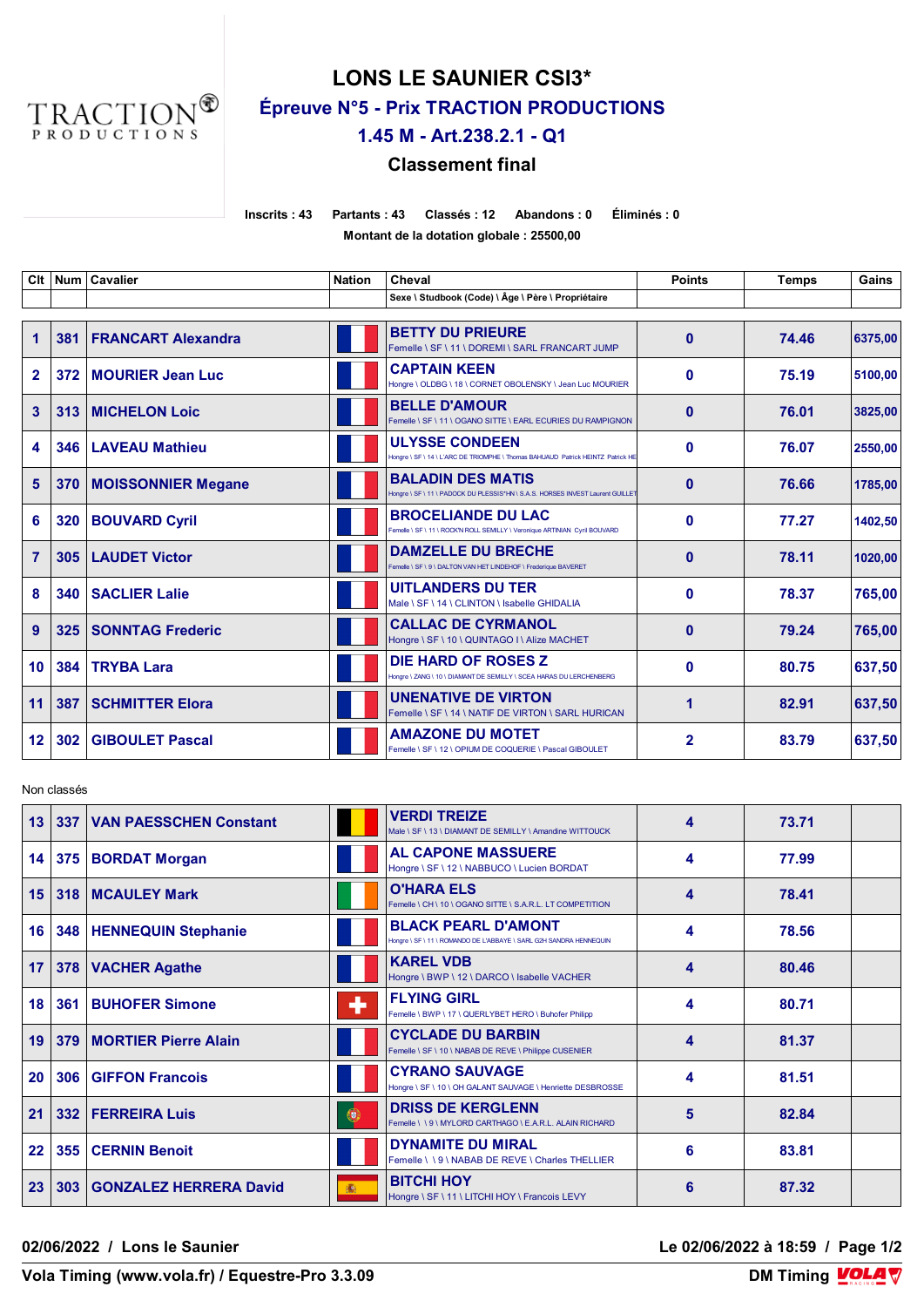# LONS LE SAUNIER CSI3*

## Épreuve N°5 - Prix TRACTION PRODUCTIONS

## 1.45 M - Art.238.2.1 - Q1

### Classement final

**Inscrits : 43 Partants : 43 Classés : 12 Abandons : 0 Éliminés : 0**

**Montant de la dotation globale : 25500,00**

| Clt | Num | Cavalier | Nation | Cheval<br>Sexe \ Studbook (Code) \ Âge \ Père \ Propriétaire | Points | Temps | Gains |
|---|---|---|---|---|---|---|---|
| 1 | 381 | FRANCART Alexandra | | BETTY DU PRIEURE<br>Femelle \ SF \ 11 \ DOREMI \ SARL FRANCART JUMP | 0 | 74.46 | 6375,00 |
| 2 | 372 | MOURIER Jean Luc | | CAPTAIN KEEN<br>Hongre \ OLDBG \ 18 \ CORNET OBOLENSKY \ Jean Luc MOURIER | 0 | 75.19 | 5100,00 |
| 3 | 313 | MICHELON Loic | | BELLE D'AMOUR<br>Femelle \ SF \ 11 \ OGANO SITTE \ EARL ECURIES DU RAMPIGNON | 0 | 76.01 | 3825,00 |
| 4 | 346 | LAVEAU Mathieu | | ULYSSE CONDEEN<br>Hongre \ SF \ 14 \ L'ARC DE TRIOMPHE \ Thomas BAHUAUD Patrick HEINTZ Patrick HE | 0 | 76.07 | 2550,00 |
| 5 | 370 | MOISSONNIER Megane | | BALADIN DES MATIS<br>Hongre \ SF \ 11 \ PADOCK DU PLESSIS*HN \ S.A.S. HORSES INVEST Laurent GUILLET | 0 | 76.66 | 1785,00 |
| 6 | 320 | BOUVARD Cyril | | BROCELIANDE DU LAC<br>Femelle \ SF \ 11 \ ROCK'N ROLL SEMILLY \ Veronique ARTINIAN Cyril BOUVARD | 0 | 77.27 | 1402,50 |
| 7 | 305 | LAUDET Victor | | DAMZELLE DU BRECHE<br>Femelle \ SF \ 9 \ DALTON VAN HET LINDEHOF \ Frederique BAVERET | 0 | 78.11 | 1020,00 |
| 8 | 340 | SACLIER Lalie | | UITLANDERS DU TER<br>Male \ SF \ 14 \ CLINTON \ Isabelle GHIDALIA | 0 | 78.37 | 765,00 |
| 9 | 325 | SONNTAG Frederic | | CALLAC DE CYRMANOL<br>Hongre \ SF \ 10 \ QUINTAGO I \ Alize MACHET | 0 | 79.24 | 765,00 |
| 10 | 384 | TRYBA Lara | | DIE HARD OF ROSES Z<br>Hongre \ ZANG \ 10 \ DIAMANT DE SEMILLY \ SCEA HARAS DU LERCHENBERG | 0 | 80.75 | 637,50 |
| 11 | 387 | SCHMITTER Elora | | UNENATIVE DE VIRTON<br>Femelle \ SF \ 14 \ NATIF DE VIRTON \ SARL HURICAN | 1 | 82.91 | 637,50 |
| 12 | 302 | GIBOULET Pascal | | AMAZONE DU MOTET<br>Femelle \ SF \ 12 \ OPIUM DE COQUERIE \ Pascal GIBOULET | 2 | 83.79 | 637,50 |

Non classés

| Clt | Num | Cavalier | Nation | Cheval | Points | Temps | Gains |
|---|---|---|---|---|---|---|---|
| 13 | 337 | VAN PAESSCHEN Constant | | VERDI TREIZE<br>Male \ SF \ 13 \ DIAMANT DE SEMILLY \ Amandine WITTOUCK | 4 | 73.71 | |
| 14 | 375 | BORDAT Morgan | | AL CAPONE MASSUERE<br>Hongre \ SF \ 12 \ NABBUCO \ Lucien BORDAT | 4 | 77.99 | |
| 15 | 318 | MCAULEY Mark | | O'HARA ELS<br>Femelle \ CH \ 10 \ OGANO SITTE \ S.A.R.L. LT COMPETITION | 4 | 78.41 | |
| 16 | 348 | HENNEQUIN Stephanie | | BLACK PEARL D'AMONT<br>Hongre \ SF \ 11 \ ROMANDO DE L'ABBAYE \ SARL G2H SANDRA HENNEQUIN | 4 | 78.56 | |
| 17 | 378 | VACHER Agathe | | KAREL VDB<br>Hongre \ BWP \ 12 \ DARCO \ Isabelle VACHER | 4 | 80.46 | |
| 18 | 361 | BUHOFER Simone | | FLYING GIRL<br>Femelle \ BWP \ 17 \ QUERLYBET HERO \ Buhofer Philipp | 4 | 80.71 | |
| 19 | 379 | MORTIER Pierre Alain | | CYCLADE DU BARBIN<br>Femelle \ SF \ 10 \ NABAB DE REVE \ Philippe CUSENIER | 4 | 81.37 | |
| 20 | 306 | GIFFON Francois | | CYRANO SAUVAGE<br>Hongre \ SF \ 10 \ OH GALANT SAUVAGE \ Henriette DESBROSSE | 4 | 81.51 | |
| 21 | 332 | FERREIRA Luis | | DRISS DE KERGLENN<br>Femelle \ \ 9 \ MYLORD CARTHAGO \ E.A.R.L. ALAIN RICHARD | 5 | 82.84 | |
| 22 | 355 | CERNIN Benoit | | DYNAMITE DU MIRAL<br>Femelle \ \ 9 \ NABAB DE REVE \ Charles THELLIER | 6 | 83.81 | |
| 23 | 303 | GONZALEZ HERRERA David | | BITCHI HOY<br>Hongre \ SF \ 11 \ LITCHI HOY \ Francois LEVY | 6 | 87.32 | |

02/06/2022 / Lons le Saunier — Le 02/06/2022 à 18:59

Vola Timing (www.vola.fr) / Equestre-Pro 3.3.09 — DM Timing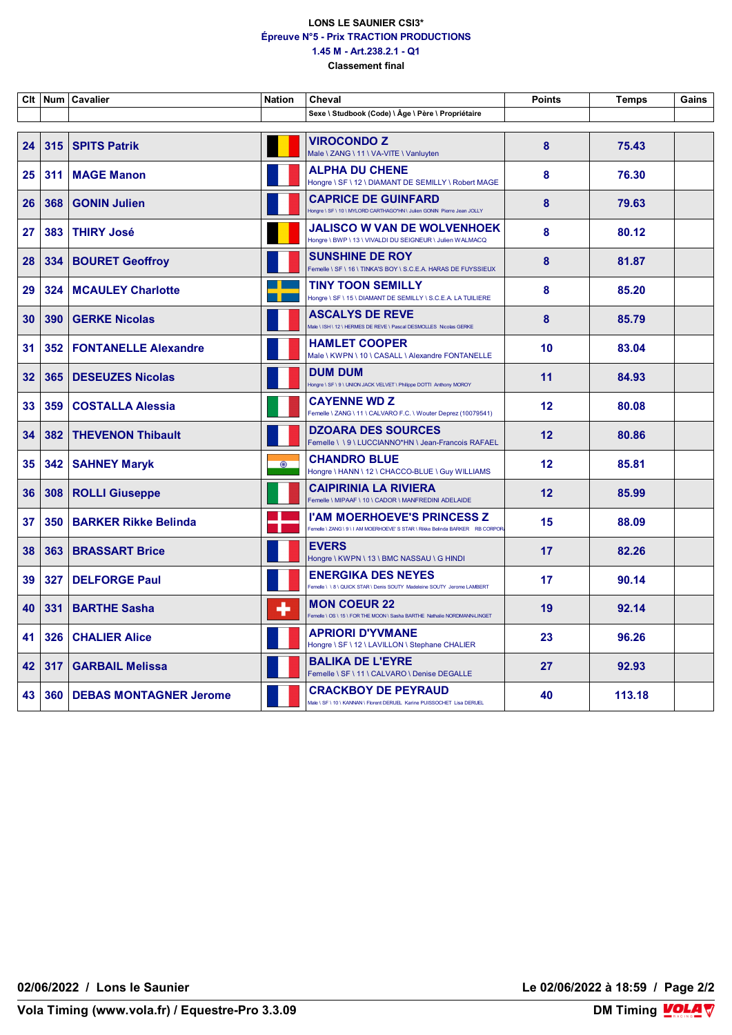**LONS LE SAUNIER CSI3***

**Épreuve N°5 - Prix TRACTION PRODUCTIONS**

**1.45 M - Art.238.2.1 - Q1**

**Classement final**

| Clt | Num | Cavalier | Nation | Cheval<br>Sexe \ Studbook (Code) \ Âge \ Père \ Propriétaire | Points | Temps | Gains |
|---|---|---|---|---|---|---|---|
| 24 | 315 | SPITS Patrik | | VIROCONDO Z<br>Male \ ZANG \ 11 \ VA-VITE \ Vanluyten | 8 | 75.43 | |
| 25 | 311 | MAGE Manon | | ALPHA DU CHENE<br>Hongre \ SF \ 12 \ DIAMANT DE SEMILLY \ Robert MAGE | 8 | 76.30 | |
| 26 | 368 | GONIN Julien | | CAPRICE DE GUINFARD<br>Hongre \ SF \ 10 \ MYLORD CARTHAGO*HN \ Julien GONIN Pierre Jean JOLLY | 8 | 79.63 | |
| 27 | 383 | THIRY José | | JALISCO W VAN DE WOLVENHOEK<br>Hongre \ BWP \ 13 \ VIVALDI DU SEIGNEUR \ Julien WALMACQ | 8 | 80.12 | |
| 28 | 334 | BOURET Geoffroy | | SUNSHINE DE ROY<br>Femelle \ SF \ 16 \ TINKA'S BOY \ S.C.E.A. HARAS DE FUYSSIEUX | 8 | 81.87 | |
| 29 | 324 | MCAULEY Charlotte | | TINY TOON SEMILLY<br>Hongre \ SF \ 15 \ DIAMANT DE SEMILLY \ S.C.E.A. LA TUILIERE | 8 | 85.20 | |
| 30 | 390 | GERKE Nicolas | | ASCALYS DE REVE<br>Male \ ISH \ 12 \ HERMES DE REVE \ Pascal DESMOLLES Nicolas GERKE | 8 | 85.79 | |
| 31 | 352 | FONTANELLE Alexandre | | HAMLET COOPER<br>Male \ KWPN \ 10 \ CASALL \ Alexandre FONTANELLE | 10 | 83.04 | |
| 32 | 365 | DESEUZES Nicolas | | DUM DUM<br>Hongre \ SF \ 9 \ UNION JACK VELVET \ Philippe DOTTI Anthony MOROY | 11 | 84.93 | |
| 33 | 359 | COSTALLA Alessia | | CAYENNE WD Z<br>Femelle \ ZANG \ 11 \ CALVARO F.C. \ Wouter Deprez (10079541) | 12 | 80.08 | |
| 34 | 382 | THEVENON Thibault | | DZOARA DES SOURCES<br>Femelle \ \ 9 \ LUCCIANNO*HN \ Jean-Francois RAFAEL | 12 | 80.86 | |
| 35 | 342 | SAHNEY Maryk | | CHANDRO BLUE<br>Hongre \ HANN \ 12 \ CHACCO-BLUE \ Guy WILLIAMS | 12 | 85.81 | |
| 36 | 308 | ROLLI Giuseppe | | CAIPIRINIA LA RIVIERA<br>Femelle \ MIPAAF \ 10 \ CADOR \ MANFREDINI ADELAIDE | 12 | 85.99 | |
| 37 | 350 | BARKER Rikke Belinda | | I'AM MOERHOEVE'S PRINCESS Z<br>Femelle \ ZANG \ 9 \ I AM MOERHOEVE' S STAR \ Rikke Belinda BARKER RB CORPOR | 15 | 88.09 | |
| 38 | 363 | BRASSART Brice | | EVERS<br>Hongre \ KWPN \ 13 \ BMC NASSAU \ G HINDI | 17 | 82.26 | |
| 39 | 327 | DELFORGE Paul | | ENERGIKA DES NEYES<br>Femelle \ \ 8 \ QUICK STAR \ Denis SOUTY Madeleine SOUTY Jerome LAMBERT | 17 | 90.14 | |
| 40 | 331 | BARTHE Sasha | | MON COEUR 22<br>Femelle \ OS \ 15 \ FOR THE MOON \ Sasha BARTHE Nathalie NORDMANN-LINGET | 19 | 92.14 | |
| 41 | 326 | CHALIER Alice | | APRIORI D'YVMANE<br>Hongre \ SF \ 12 \ LAVILLON \ Stephane CHALIER | 23 | 96.26 | |
| 42 | 317 | GARBAIL Melissa | | BALIKA DE L'EYRE<br>Femelle \ SF \ 11 \ CALVARO \ Denise DEGALLE | 27 | 92.93 | |
| 43 | 360 | DEBAS MONTAGNER Jerome | | CRACKBOY DE PEYRAUD<br>Male \ SF \ 10 \ KANNAN \ Florent DERUEL Karine PUISSOCHET Lisa DERUEL | 40 | 113.18 | |

02/06/2022 / Lons le Saunier — Le 02/06/2022 à 18:59

Vola Timing (www.vola.fr) / Equestre-Pro 3.3.09 — DM Timing